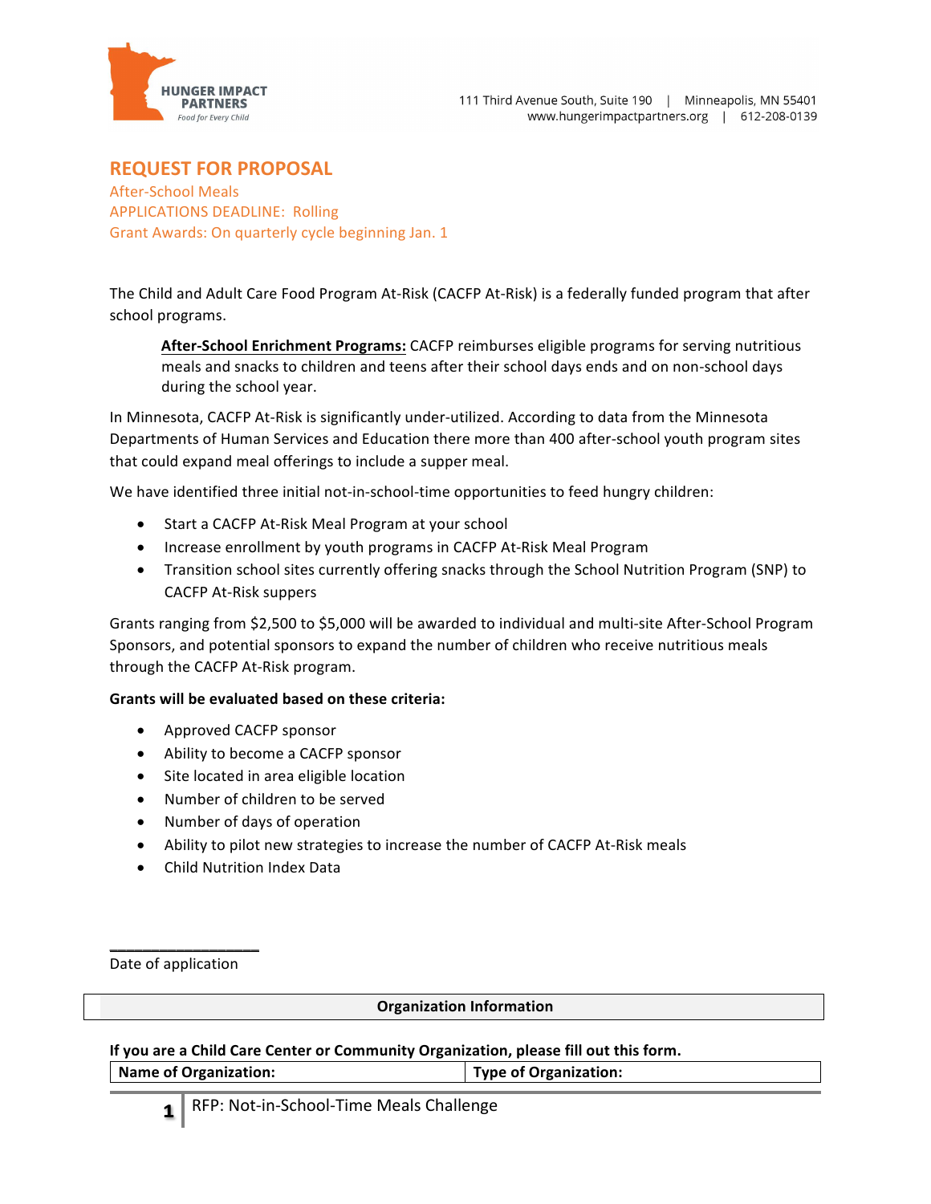HUNGER IMPACT PARTNERS
*Food for Every Child*

111 Third Avenue South, Suite 190 | Minneapolis, MN 55401
www.hungerimpactpartners.org | 612-208-0139

# REQUEST FOR PROPOSAL

After-School Meals
APPLICATIONS DEADLINE: Rolling
Grant Awards: On quarterly cycle beginning Jan. 1

The Child and Adult Care Food Program At-Risk (CACFP At-Risk) is a federally funded program that after school programs.

> **After-School Enrichment Programs:** CACFP reimburses eligible programs for serving nutritious meals and snacks to children and teens after their school days ends and on non-school days during the school year.

In Minnesota, CACFP At-Risk is significantly under-utilized. According to data from the Minnesota Departments of Human Services and Education there more than 400 after-school youth program sites that could expand meal offerings to include a supper meal.

We have identified three initial not-in-school-time opportunities to feed hungry children:

- Start a CACFP At-Risk Meal Program at your school
- Increase enrollment by youth programs in CACFP At-Risk Meal Program
- Transition school sites currently offering snacks through the School Nutrition Program (SNP) to CACFP At-Risk suppers

Grants ranging from $2,500 to $5,000 will be awarded to individual and multi-site After-School Program Sponsors, and potential sponsors to expand the number of children who receive nutritious meals through the CACFP At-Risk program.

**Grants will be evaluated based on these criteria:**

- Approved CACFP sponsor
- Ability to become a CACFP sponsor
- Site located in area eligible location
- Number of children to be served
- Number of days of operation
- Ability to pilot new strategies to increase the number of CACFP At-Risk meals
- Child Nutrition Index Data

\_\_\_\_\_\_\_\_\_\_\_\_\_\_\_\_\_\_
Date of application

| Organization Information |
|---|

**If you are a Child Care Center or Community Organization, please fill out this form.**

| Name of Organization: | Type of Organization: |
|---|---|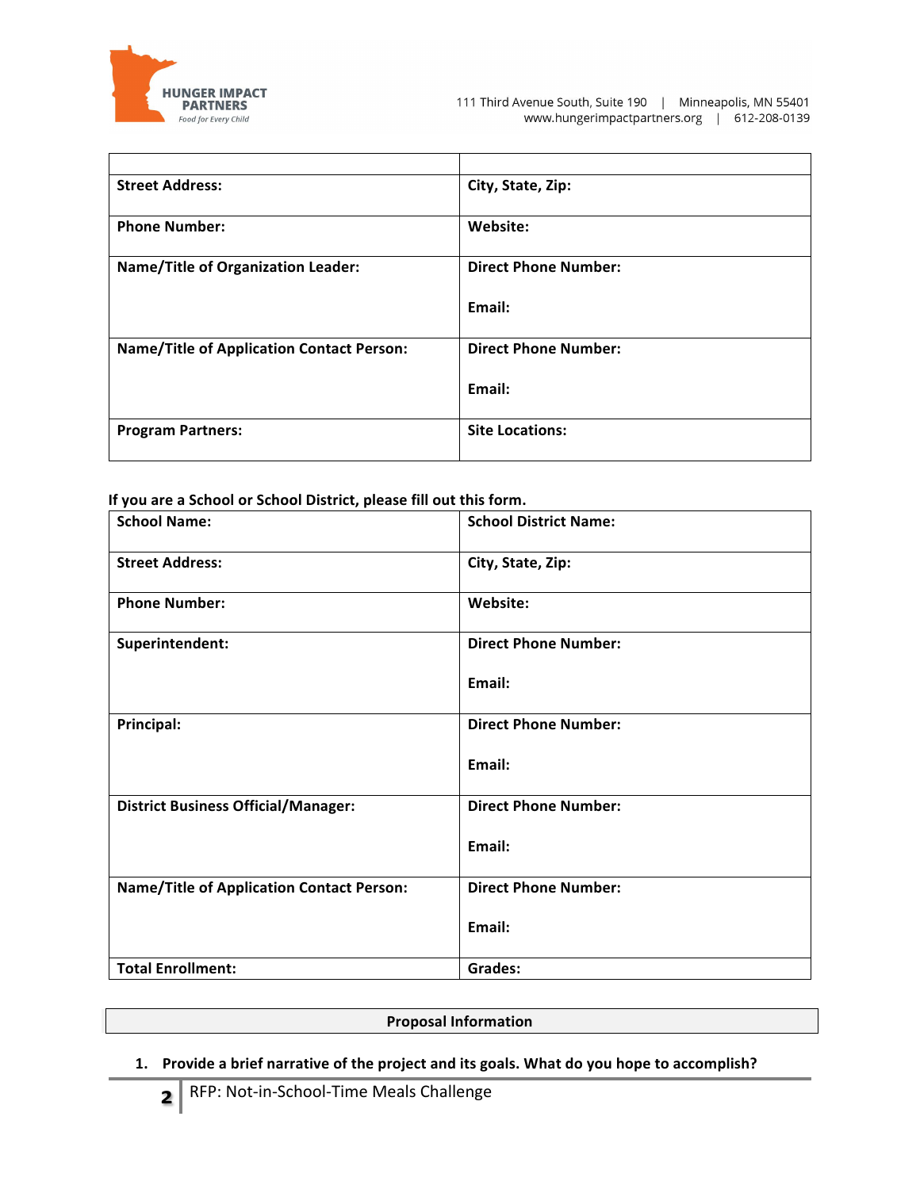| | |
|---|---|
| **Street Address:** | **City, State, Zip:** |
| **Phone Number:** | **Website:** |
| **Name/Title of Organization Leader:** | **Direct Phone Number:**<br><br>**Email:** |
| **Name/Title of Application Contact Person:** | **Direct Phone Number:**<br><br>**Email:** |
| **Program Partners:** | **Site Locations:** |

**If you are a School or School District, please fill out this form.**

| **School Name:** | **School District Name:** |
|---|---|
| **Street Address:** | **City, State, Zip:** |
| **Phone Number:** | **Website:** |
| **Superintendent:** | **Direct Phone Number:**<br><br>**Email:** |
| **Principal:** | **Direct Phone Number:**<br><br>**Email:** |
| **District Business Official/Manager:** | **Direct Phone Number:**<br><br>**Email:** |
| **Name/Title of Application Contact Person:** | **Direct Phone Number:**<br><br>**Email:** |
| **Total Enrollment:** | **Grades:** |

## Proposal Information

1. **Provide a brief narrative of the project and its goals. What do you hope to accomplish?**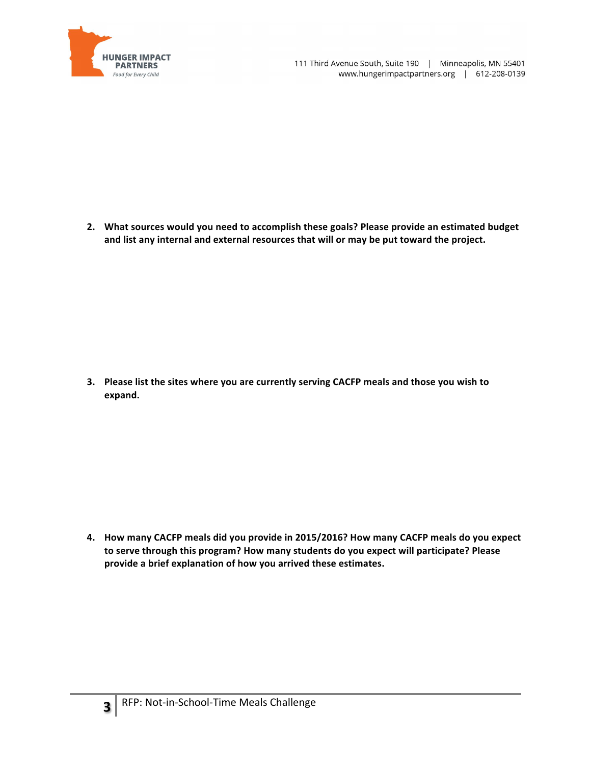2. **What sources would you need to accomplish these goals? Please provide an estimated budget and list any internal and external resources that will or may be put toward the project.**

3. **Please list the sites where you are currently serving CACFP meals and those you wish to expand.**

4. **How many CACFP meals did you provide in 2015/2016? How many CACFP meals do you expect to serve through this program? How many students do you expect will participate? Please provide a brief explanation of how you arrived these estimates.**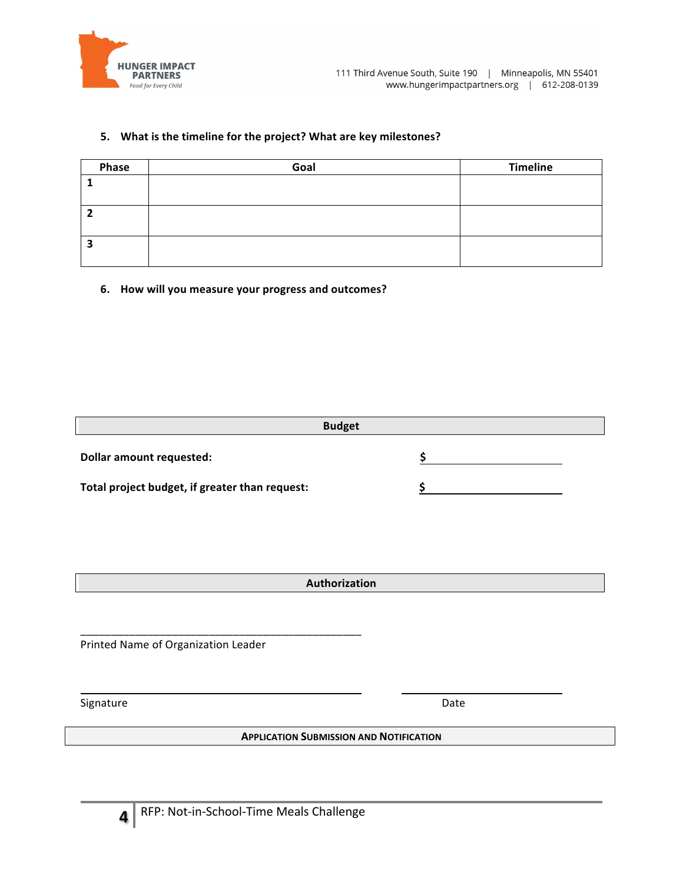**5. What is the timeline for the project? What are key milestones?**

| Phase | Goal | Timeline |
|---|---|---|
| 1 | | |
| 2 | | |
| 3 | | |

**6. How will you measure your progress and outcomes?**

## Budget

**Dollar amount requested:** **$** ______________________

**Total project budget, if greater than request:** **$** ______________________

## Authorization

_______________________________________________
Printed Name of Organization Leader

_______________________________________________ ______________________
Signature Date

## Application Submission and Notification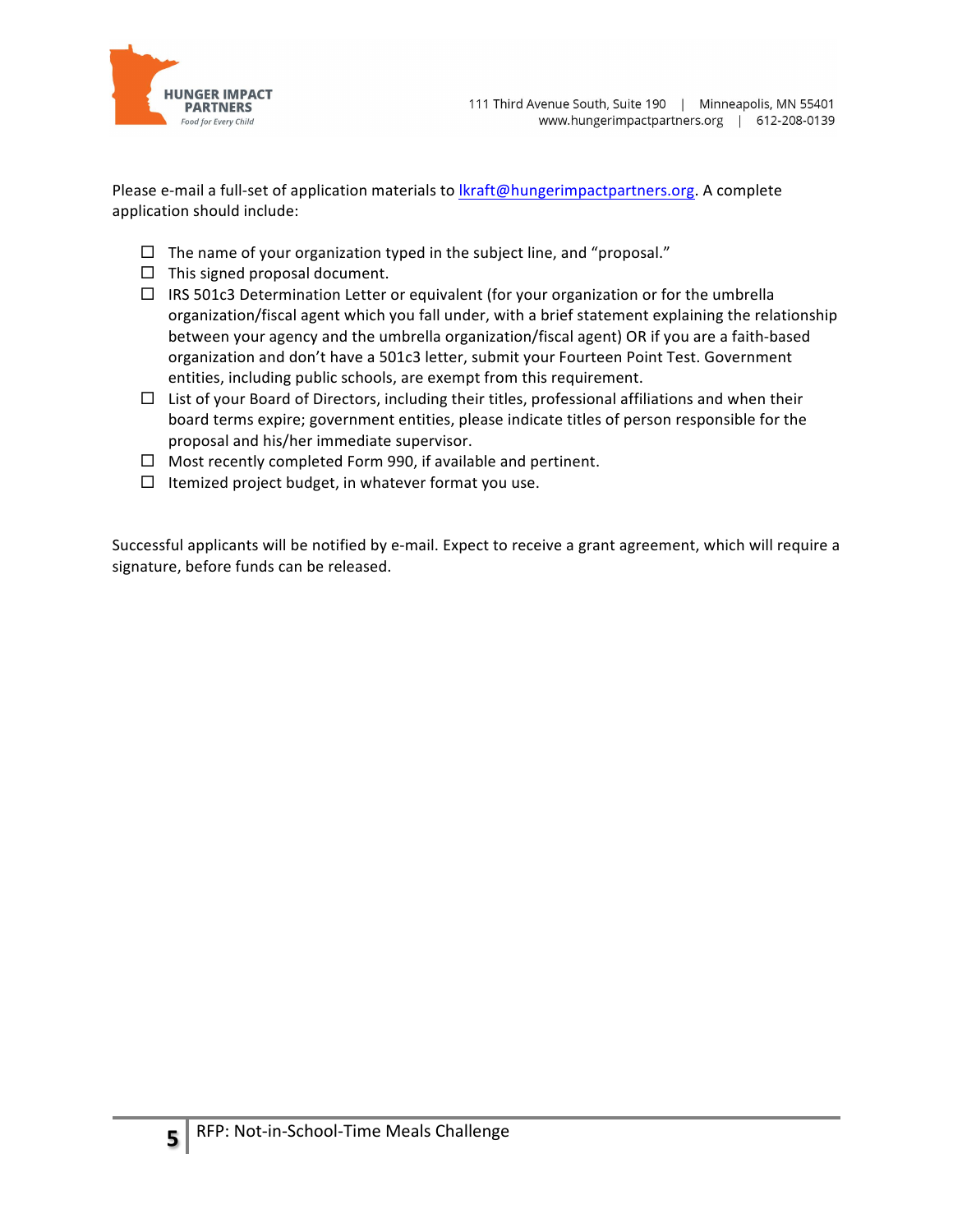Please e-mail a full-set of application materials to lkraft@hungerimpactpartners.org. A complete application should include:

- ☐ The name of your organization typed in the subject line, and "proposal."
- ☐ This signed proposal document.
- ☐ IRS 501c3 Determination Letter or equivalent (for your organization or for the umbrella organization/fiscal agent which you fall under, with a brief statement explaining the relationship between your agency and the umbrella organization/fiscal agent) OR if you are a faith-based organization and don't have a 501c3 letter, submit your Fourteen Point Test. Government entities, including public schools, are exempt from this requirement.
- ☐ List of your Board of Directors, including their titles, professional affiliations and when their board terms expire; government entities, please indicate titles of person responsible for the proposal and his/her immediate supervisor.
- ☐ Most recently completed Form 990, if available and pertinent.
- ☐ Itemized project budget, in whatever format you use.

Successful applicants will be notified by e-mail. Expect to receive a grant agreement, which will require a signature, before funds can be released.